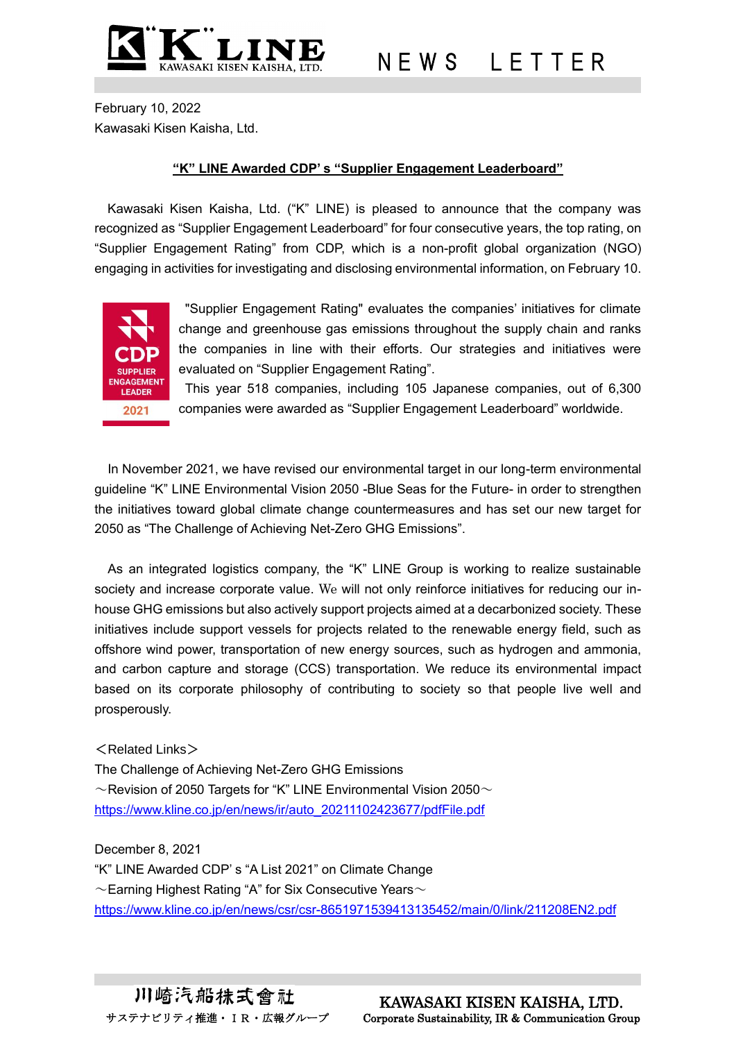February 10, 2022

Kawasaki Kisen Kaisha, Ltd.

## "K" LINE Awarded CDP's "Supplier Engagement Leaderboard"

Kawasaki Kisen Kaisha, Ltd. ("K" LINE) is pleased to announce that the company was recognized as "Supplier Engagement Leaderboard" for four consecutive years, the top rating, on "Supplier Engagement Rating" from CDP, which is a non-profit global organization (NGO) engaging in activities for investigating and disclosing environmental information, on February 10.

"Supplier Engagement Rating" evaluates the companies' initiatives for climate change and greenhouse gas emissions throughout the supply chain and ranks the companies in line with their efforts. Our strategies and initiatives were evaluated on "Supplier Engagement Rating".

This year 518 companies, including 105 Japanese companies, out of 6,300 companies were awarded as "Supplier Engagement Leaderboard" worldwide.

In November 2021, we have revised our environmental target in our long-term environmental guideline "K" LINE Environmental Vision 2050 -Blue Seas for the Future- in order to strengthen the initiatives toward global climate change countermeasures and has set our new target for 2050 as "The Challenge of Achieving Net-Zero GHG Emissions".

As an integrated logistics company, the "K" LINE Group is working to realize sustainable society and increase corporate value. We will not only reinforce initiatives for reducing our in-house GHG emissions but also actively support projects aimed at a decarbonized society. These initiatives include support vessels for projects related to the renewable energy field, such as offshore wind power, transportation of new energy sources, such as hydrogen and ammonia, and carbon capture and storage (CCS) transportation. We reduce its environmental impact based on its corporate philosophy of contributing to society so that people live well and prosperously.

＜Related Links＞

The Challenge of Achieving Net-Zero GHG Emissions

～Revision of 2050 Targets for "K" LINE Environmental Vision 2050～

https://www.kline.co.jp/en/news/ir/auto_20211102423677/pdfFile.pdf

December 8, 2021

"K" LINE Awarded CDP's "A List 2021" on Climate Change

～Earning Highest Rating "A" for Six Consecutive Years～

https://www.kline.co.jp/en/news/csr/csr-8651971539413135452/main/0/link/211208EN2.pdf

川崎汽船株式會社
サステナビリティ推進・ＩＲ・広報グループ

KAWASAKI KISEN KAISHA, LTD.
Corporate Sustainability, IR & Communication Group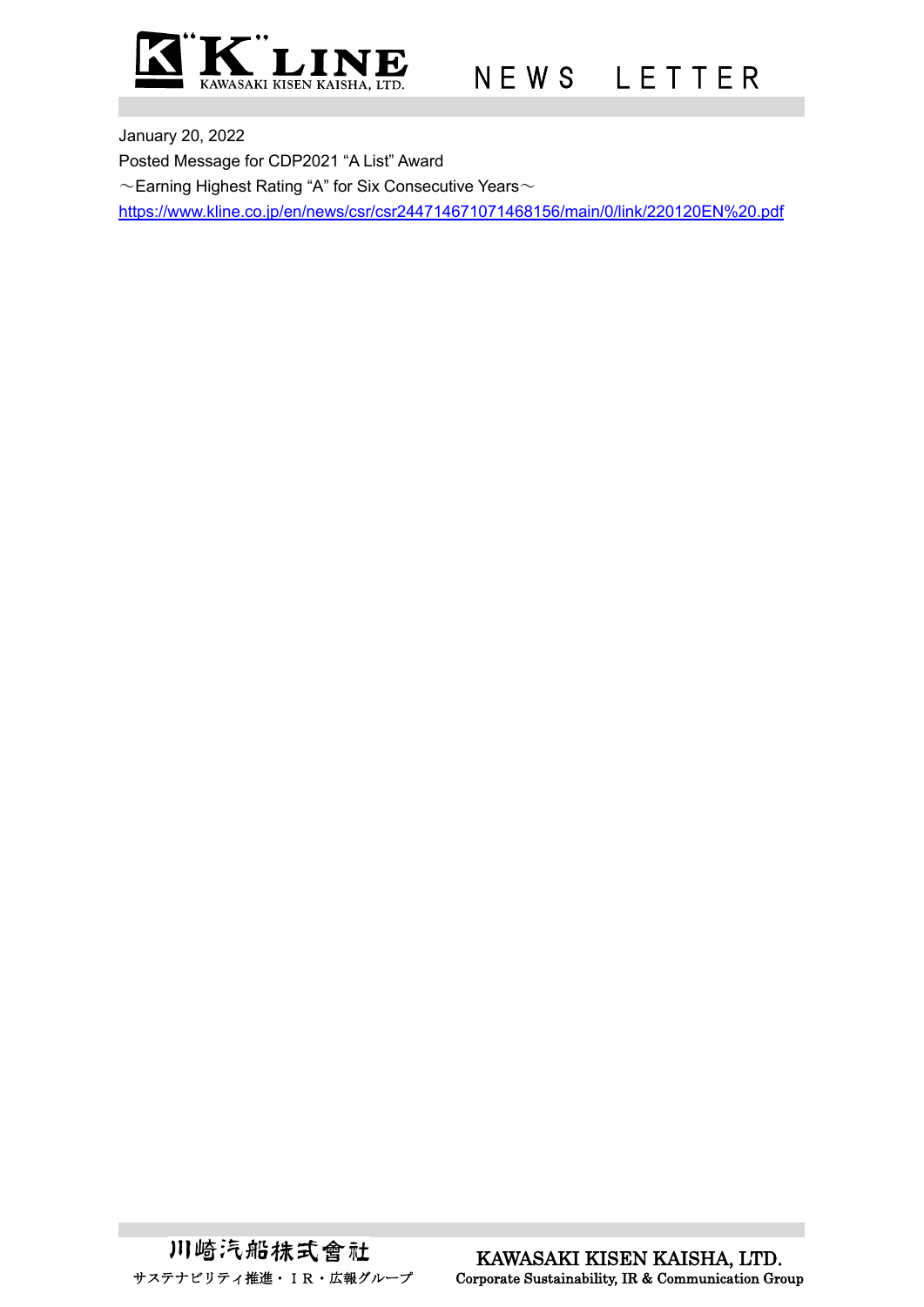January 20, 2022

Posted Message for CDP2021 “A List” Award

～Earning Highest Rating “A” for Six Consecutive Years～

https://www.kline.co.jp/en/news/csr/csr244714671071468156/main/0/link/220120EN%20.pdf